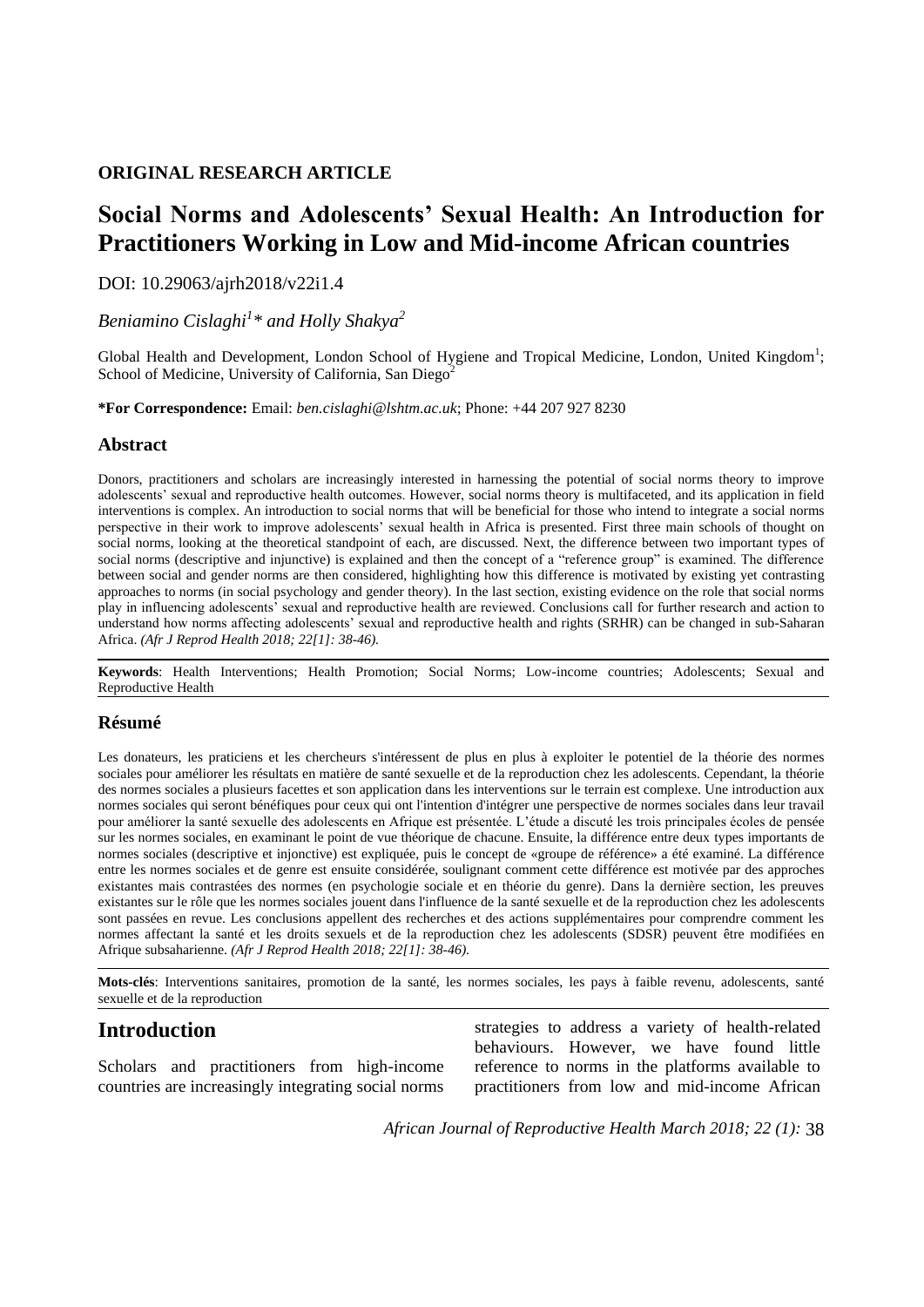**ORIGINAL RESEARCH ARTICLE**

# Social Norms and Adolescents' Sexual Health: An Introduction for Practitioners Working in Low and Mid-income African countries

DOI: 10.29063/ajrh2018/v22i1.4

*Beniamino Cislaghi[1]\* and Holly Shakya[2]*

Global Health and Development, London School of Hygiene and Tropical Medicine, London, United Kingdom[1]; School of Medicine, University of California, San Diego[2]

**\*For Correspondence:** Email: *ben.cislaghi@lshtm.ac.uk*; Phone: +44 207 927 8230

## Abstract

Donors, practitioners and scholars are increasingly interested in harnessing the potential of social norms theory to improve adolescents' sexual and reproductive health outcomes. However, social norms theory is multifaceted, and its application in field interventions is complex. An introduction to social norms that will be beneficial for those who intend to integrate a social norms perspective in their work to improve adolescents' sexual health in Africa is presented. First three main schools of thought on social norms, looking at the theoretical standpoint of each, are discussed. Next, the difference between two important types of social norms (descriptive and injunctive) is explained and then the concept of a "reference group" is examined. The difference between social and gender norms are then considered, highlighting how this difference is motivated by existing yet contrasting approaches to norms (in social psychology and gender theory). In the last section, existing evidence on the role that social norms play in influencing adolescents' sexual and reproductive health are reviewed. Conclusions call for further research and action to understand how norms affecting adolescents' sexual and reproductive health and rights (SRHR) can be changed in sub-Saharan Africa. *(Afr J Reprod Health 2018; 22[1]: 38-46).*

**Keywords**: Health Interventions; Health Promotion; Social Norms; Low-income countries; Adolescents; Sexual and Reproductive Health

## Résumé

Les donateurs, les praticiens et les chercheurs s'intéressent de plus en plus à exploiter le potentiel de la théorie des normes sociales pour améliorer les résultats en matière de santé sexuelle et de la reproduction chez les adolescents. Cependant, la théorie des normes sociales a plusieurs facettes et son application dans les interventions sur le terrain est complexe. Une introduction aux normes sociales qui seront bénéfiques pour ceux qui ont l'intention d'intégrer une perspective de normes sociales dans leur travail pour améliorer la santé sexuelle des adolescents en Afrique est présentée. L'étude a discuté les trois principales écoles de pensée sur les normes sociales, en examinant le point de vue théorique de chacune. Ensuite, la différence entre deux types importants de normes sociales (descriptive et injonctive) est expliquée, puis le concept de «groupe de référence» a été examiné. La différence entre les normes sociales et de genre est ensuite considérée, soulignant comment cette différence est motivée par des approches existantes mais contrastées des normes (en psychologie sociale et en théorie du genre). Dans la dernière section, les preuves existantes sur le rôle que les normes sociales jouent dans l'influence de la santé sexuelle et de la reproduction chez les adolescents sont passées en revue. Les conclusions appellent des recherches et des actions supplémentaires pour comprendre comment les normes affectant la santé et les droits sexuels et de la reproduction chez les adolescents (SDSR) peuvent être modifiées en Afrique subsaharienne. *(Afr J Reprod Health 2018; 22[1]: 38-46).*

**Mots-clés**: Interventions sanitaires, promotion de la santé, les normes sociales, les pays à faible revenu, adolescents, santé sexuelle et de la reproduction

## Introduction

Scholars and practitioners from high-income countries are increasingly integrating social norms strategies to address a variety of health-related behaviours. However, we have found little reference to norms in the platforms available to practitioners from low and mid-income African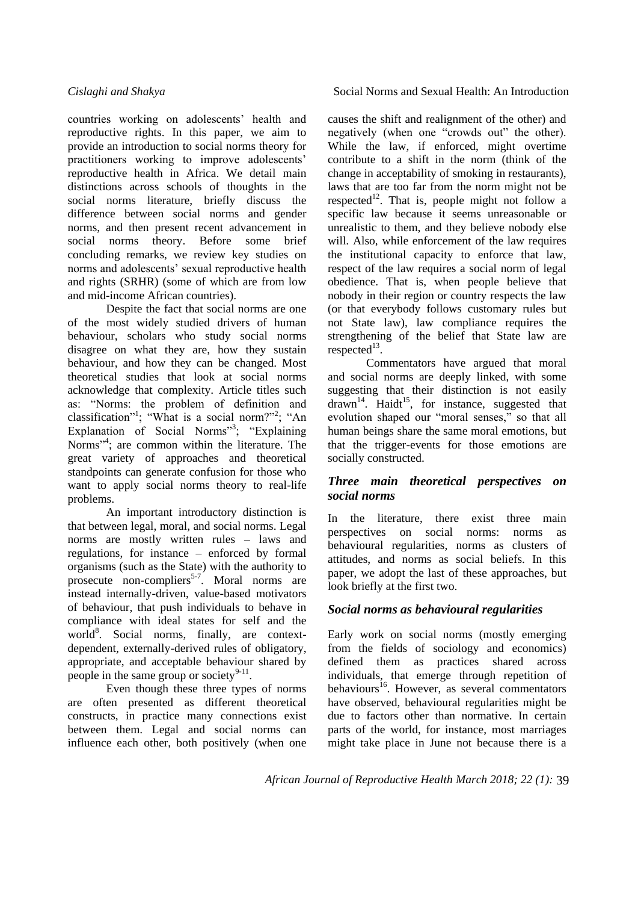countries working on adolescents' health and reproductive rights. In this paper, we aim to provide an introduction to social norms theory for practitioners working to improve adolescents' reproductive health in Africa. We detail main distinctions across schools of thoughts in the social norms literature, briefly discuss the difference between social norms and gender norms, and then present recent advancement in social norms theory. Before some brief concluding remarks, we review key studies on norms and adolescents' sexual reproductive health and rights (SRHR) (some of which are from low and mid-income African countries).

Despite the fact that social norms are one of the most widely studied drivers of human behaviour, scholars who study social norms disagree on what they are, how they sustain behaviour, and how they can be changed. Most theoretical studies that look at social norms acknowledge that complexity. Article titles such as: "Norms: the problem of definition and classification"[1]; "What is a social norm?"[2]; "An Explanation of Social Norms"[3]; "Explaining Norms"[4]; are common within the literature. The great variety of approaches and theoretical standpoints can generate confusion for those who want to apply social norms theory to real-life problems.

An important introductory distinction is that between legal, moral, and social norms. Legal norms are mostly written rules – laws and regulations, for instance – enforced by formal organisms (such as the State) with the authority to prosecute non-compliers[5-7]. Moral norms are instead internally-driven, value-based motivators of behaviour, that push individuals to behave in compliance with ideal states for self and the world[8]. Social norms, finally, are context-dependent, externally-derived rules of obligatory, appropriate, and acceptable behaviour shared by people in the same group or society[9-11].

Even though these three types of norms are often presented as different theoretical constructs, in practice many connections exist between them. Legal and social norms can influence each other, both positively (when one causes the shift and realignment of the other) and negatively (when one "crowds out" the other). While the law, if enforced, might overtime contribute to a shift in the norm (think of the change in acceptability of smoking in restaurants), laws that are too far from the norm might not be respected[12]. That is, people might not follow a specific law because it seems unreasonable or unrealistic to them, and they believe nobody else will. Also, while enforcement of the law requires the institutional capacity to enforce that law, respect of the law requires a social norm of legal obedience. That is, when people believe that nobody in their region or country respects the law (or that everybody follows customary rules but not State law), law compliance requires the strengthening of the belief that State law are respected[13].

Commentators have argued that moral and social norms are deeply linked, with some suggesting that their distinction is not easily drawn[14]. Haidt[15], for instance, suggested that evolution shaped our "moral senses," so that all human beings share the same moral emotions, but that the trigger-events for those emotions are socially constructed.

## *Three main theoretical perspectives on social norms*

In the literature, there exist three main perspectives on social norms: norms as behavioural regularities, norms as clusters of attitudes, and norms as social beliefs. In this paper, we adopt the last of these approaches, but look briefly at the first two.

## *Social norms as behavioural regularities*

Early work on social norms (mostly emerging from the fields of sociology and economics) defined them as practices shared across individuals, that emerge through repetition of behaviours[16]. However, as several commentators have observed, behavioural regularities might be due to factors other than normative. In certain parts of the world, for instance, most marriages might take place in June not because there is a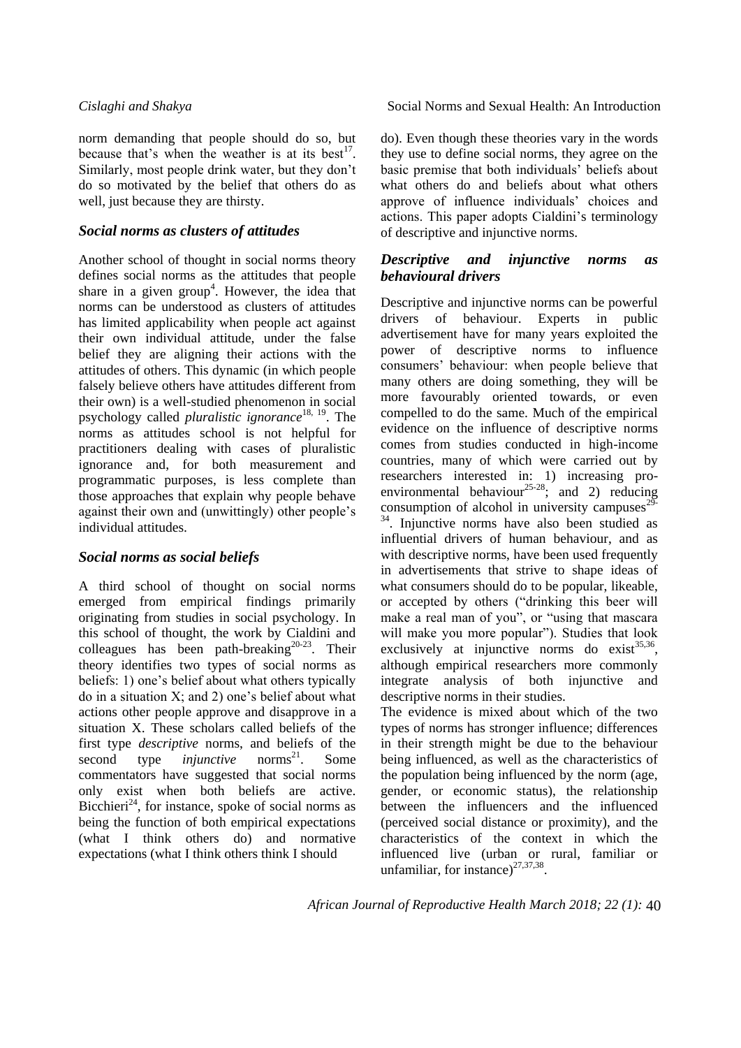norm demanding that people should do so, but because that's when the weather is at its best[17]. Similarly, most people drink water, but they don't do so motivated by the belief that others do as well, just because they are thirsty.

### *Social norms as clusters of attitudes*

Another school of thought in social norms theory defines social norms as the attitudes that people share in a given group[4]. However, the idea that norms can be understood as clusters of attitudes has limited applicability when people act against their own individual attitude, under the false belief they are aligning their actions with the attitudes of others. This dynamic (in which people falsely believe others have attitudes different from their own) is a well-studied phenomenon in social psychology called *pluralistic ignorance*[18, 19]. The norms as attitudes school is not helpful for practitioners dealing with cases of pluralistic ignorance and, for both measurement and programmatic purposes, is less complete than those approaches that explain why people behave against their own and (unwittingly) other people's individual attitudes.

### *Social norms as social beliefs*

A third school of thought on social norms emerged from empirical findings primarily originating from studies in social psychology. In this school of thought, the work by Cialdini and colleagues has been path-breaking[20-23]. Their theory identifies two types of social norms as beliefs: 1) one's belief about what others typically do in a situation X; and 2) one's belief about what actions other people approve and disapprove in a situation X. These scholars called beliefs of the first type *descriptive* norms, and beliefs of the second type *injunctive* norms[21]. Some commentators have suggested that social norms only exist when both beliefs are active. Bicchieri[24], for instance, spoke of social norms as being the function of both empirical expectations (what I think others do) and normative expectations (what I think others think I should do). Even though these theories vary in the words they use to define social norms, they agree on the basic premise that both individuals' beliefs about what others do and beliefs about what others approve of influence individuals' choices and actions. This paper adopts Cialdini's terminology of descriptive and injunctive norms.

### *Descriptive and injunctive norms as behavioural drivers*

Descriptive and injunctive norms can be powerful drivers of behaviour. Experts in public advertisement have for many years exploited the power of descriptive norms to influence consumers' behaviour: when people believe that many others are doing something, they will be more favourably oriented towards, or even compelled to do the same. Much of the empirical evidence on the influence of descriptive norms comes from studies conducted in high-income countries, many of which were carried out by researchers interested in: 1) increasing pro-environmental behaviour[25-28]; and 2) reducing consumption of alcohol in university campuses[29-34]. Injunctive norms have also been studied as influential drivers of human behaviour, and as with descriptive norms, have been used frequently in advertisements that strive to shape ideas of what consumers should do to be popular, likeable, or accepted by others ("drinking this beer will make a real man of you", or "using that mascara will make you more popular"). Studies that look exclusively at injunctive norms do exist[35,36], although empirical researchers more commonly integrate analysis of both injunctive and descriptive norms in their studies.

The evidence is mixed about which of the two types of norms has stronger influence; differences in their strength might be due to the behaviour being influenced, as well as the characteristics of the population being influenced by the norm (age, gender, or economic status), the relationship between the influencers and the influenced (perceived social distance or proximity), and the characteristics of the context in which the influenced live (urban or rural, familiar or unfamiliar, for instance)[27,37,38].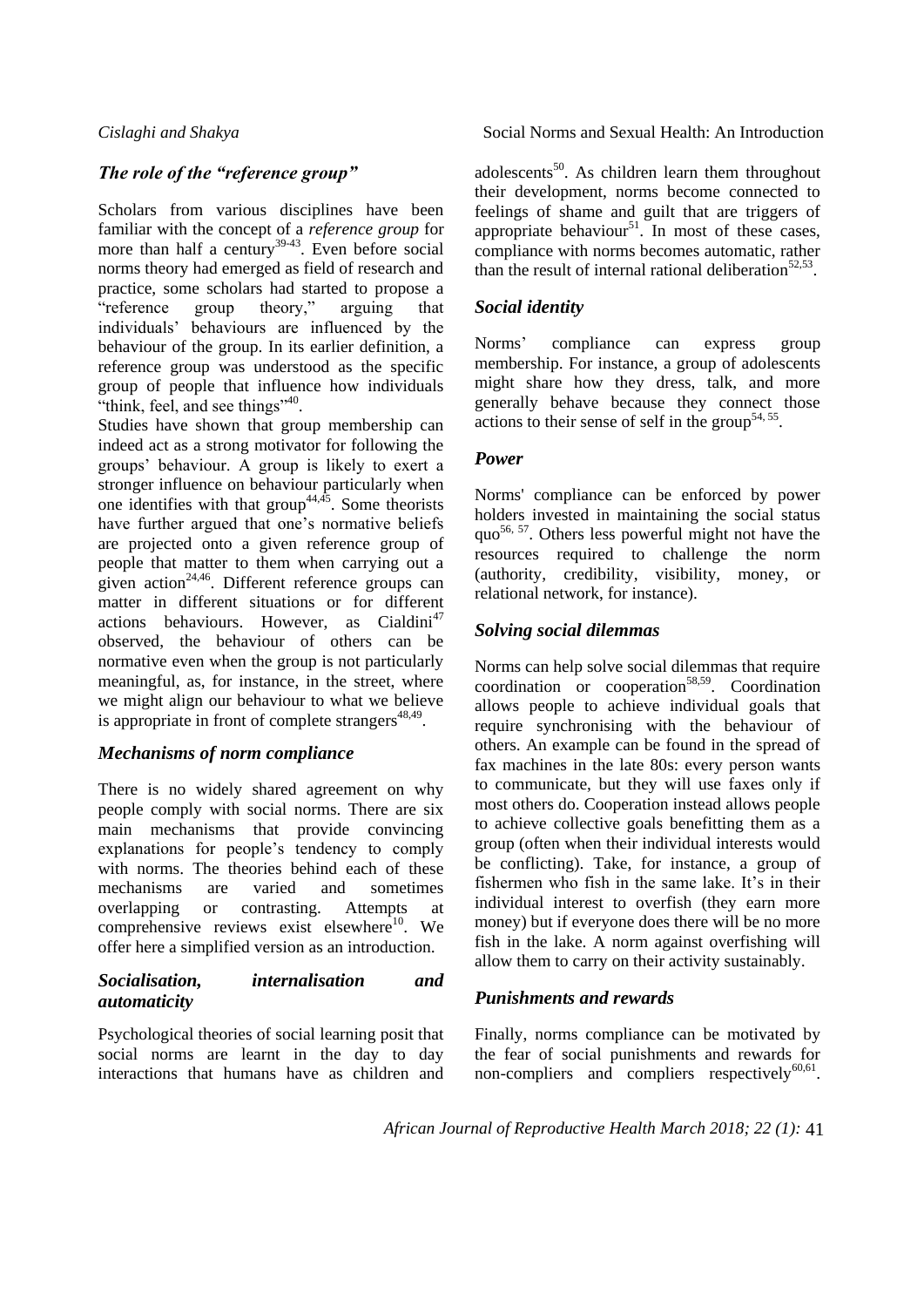## The role of the "reference group"

Scholars from various disciplines have been familiar with the concept of a *reference group* for more than half a century[39-43]. Even before social norms theory had emerged as field of research and practice, some scholars had started to propose a "reference group theory," arguing that individuals' behaviours are influenced by the behaviour of the group. In its earlier definition, a reference group was understood as the specific group of people that influence how individuals "think, feel, and see things"[40].

Studies have shown that group membership can indeed act as a strong motivator for following the groups' behaviour. A group is likely to exert a stronger influence on behaviour particularly when one identifies with that group[44,45]. Some theorists have further argued that one's normative beliefs are projected onto a given reference group of people that matter to them when carrying out a given action[24,46]. Different reference groups can matter in different situations or for different actions behaviours. However, as Cialdini[47] observed, the behaviour of others can be normative even when the group is not particularly meaningful, as, for instance, in the street, where we might align our behaviour to what we believe is appropriate in front of complete strangers[48,49].

## Mechanisms of norm compliance

There is no widely shared agreement on why people comply with social norms. There are six main mechanisms that provide convincing explanations for people's tendency to comply with norms. The theories behind each of these mechanisms are varied and sometimes overlapping or contrasting. Attempts at comprehensive reviews exist elsewhere[10]. We offer here a simplified version as an introduction.

### Socialisation, internalisation and automaticity

Psychological theories of social learning posit that social norms are learnt in the day to day interactions that humans have as children and adolescents[50]. As children learn them throughout their development, norms become connected to feelings of shame and guilt that are triggers of appropriate behaviour[51]. In most of these cases, compliance with norms becomes automatic, rather than the result of internal rational deliberation[52,53].

### Social identity

Norms' compliance can express group membership. For instance, a group of adolescents might share how they dress, talk, and more generally behave because they connect those actions to their sense of self in the group[54, 55].

### Power

Norms' compliance can be enforced by power holders invested in maintaining the social status quo[56, 57]. Others less powerful might not have the resources required to challenge the norm (authority, credibility, visibility, money, or relational network, for instance).

### Solving social dilemmas

Norms can help solve social dilemmas that require coordination or cooperation[58,59]. Coordination allows people to achieve individual goals that require synchronising with the behaviour of others. An example can be found in the spread of fax machines in the late 80s: every person wants to communicate, but they will use faxes only if most others do. Cooperation instead allows people to achieve collective goals benefitting them as a group (often when their individual interests would be conflicting). Take, for instance, a group of fishermen who fish in the same lake. It's in their individual interest to overfish (they earn more money) but if everyone does there will be no more fish in the lake. A norm against overfishing will allow them to carry on their activity sustainably.

### Punishments and rewards

Finally, norms compliance can be motivated by the fear of social punishments and rewards for non-compliers and compliers respectively[60,61].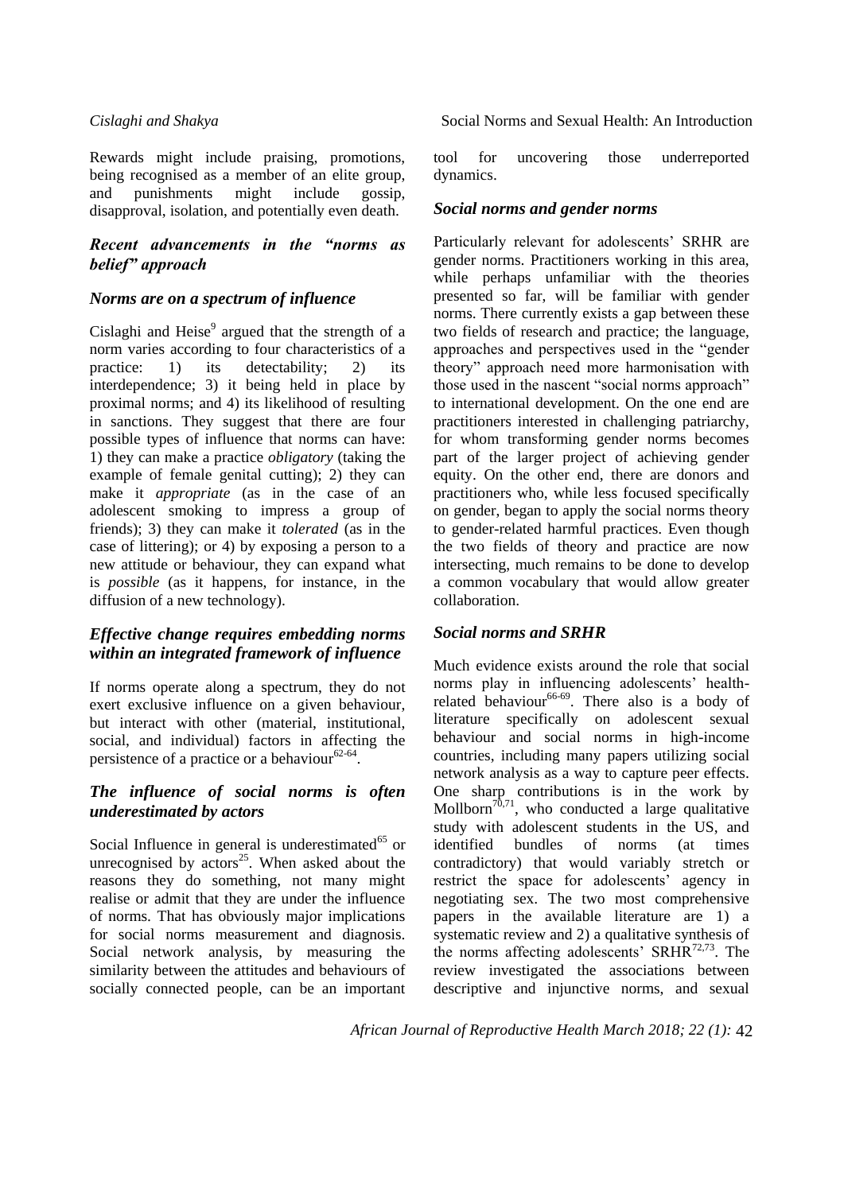Rewards might include praising, promotions, being recognised as a member of an elite group, and punishments might include gossip, disapproval, isolation, and potentially even death.

## *Recent advancements in the "norms as belief" approach*

### *Norms are on a spectrum of influence*

Cislaghi and Heise[9] argued that the strength of a norm varies according to four characteristics of a practice: 1) its detectability; 2) its interdependence; 3) it being held in place by proximal norms; and 4) its likelihood of resulting in sanctions. They suggest that there are four possible types of influence that norms can have: 1) they can make a practice *obligatory* (taking the example of female genital cutting); 2) they can make it *appropriate* (as in the case of an adolescent smoking to impress a group of friends); 3) they can make it *tolerated* (as in the case of littering); or 4) by exposing a person to a new attitude or behaviour, they can expand what is *possible* (as it happens, for instance, in the diffusion of a new technology).

### *Effective change requires embedding norms within an integrated framework of influence*

If norms operate along a spectrum, they do not exert exclusive influence on a given behaviour, but interact with other (material, institutional, social, and individual) factors in affecting the persistence of a practice or a behaviour[62-64].

### *The influence of social norms is often underestimated by actors*

Social Influence in general is underestimated[65] or unrecognised by actors[25]. When asked about the reasons they do something, not many might realise or admit that they are under the influence of norms. That has obviously major implications for social norms measurement and diagnosis. Social network analysis, by measuring the similarity between the attitudes and behaviours of socially connected people, can be an important tool for uncovering those underreported dynamics.

### *Social norms and gender norms*

Particularly relevant for adolescents' SRHR are gender norms. Practitioners working in this area, while perhaps unfamiliar with the theories presented so far, will be familiar with gender norms. There currently exists a gap between these two fields of research and practice; the language, approaches and perspectives used in the "gender theory" approach need more harmonisation with those used in the nascent "social norms approach" to international development. On the one end are practitioners interested in challenging patriarchy, for whom transforming gender norms becomes part of the larger project of achieving gender equity. On the other end, there are donors and practitioners who, while less focused specifically on gender, began to apply the social norms theory to gender-related harmful practices. Even though the two fields of theory and practice are now intersecting, much remains to be done to develop a common vocabulary that would allow greater collaboration.

### *Social norms and SRHR*

Much evidence exists around the role that social norms play in influencing adolescents' health-related behaviour[66-69]. There also is a body of literature specifically on adolescent sexual behaviour and social norms in high-income countries, including many papers utilizing social network analysis as a way to capture peer effects. One sharp contributions is in the work by Mollborn[70,71], who conducted a large qualitative study with adolescent students in the US, and identified bundles of norms (at times contradictory) that would variably stretch or restrict the space for adolescents' agency in negotiating sex. The two most comprehensive papers in the available literature are 1) a systematic review and 2) a qualitative synthesis of the norms affecting adolescents' SRHR[72,73]. The review investigated the associations between descriptive and injunctive norms, and sexual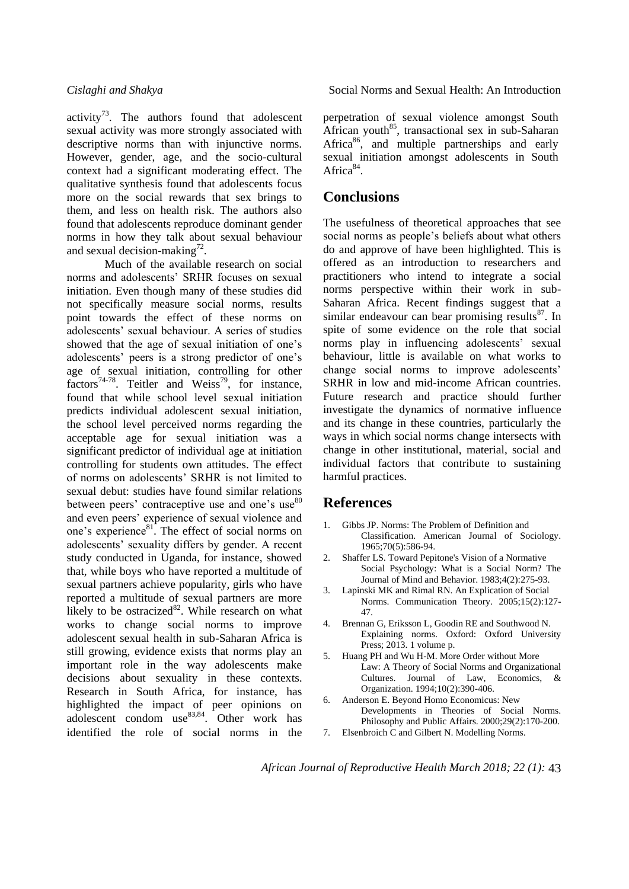activity[73]. The authors found that adolescent sexual activity was more strongly associated with descriptive norms than with injunctive norms. However, gender, age, and the socio-cultural context had a significant moderating effect. The qualitative synthesis found that adolescents focus more on the social rewards that sex brings to them, and less on health risk. The authors also found that adolescents reproduce dominant gender norms in how they talk about sexual behaviour and sexual decision-making[72].

Much of the available research on social norms and adolescents' SRHR focuses on sexual initiation. Even though many of these studies did not specifically measure social norms, results point towards the effect of these norms on adolescents' sexual behaviour. A series of studies showed that the age of sexual initiation of one's adolescents' peers is a strong predictor of one's age of sexual initiation, controlling for other factors[74-78]. Teitler and Weiss[79], for instance, found that while school level sexual initiation predicts individual adolescent sexual initiation, the school level perceived norms regarding the acceptable age for sexual initiation was a significant predictor of individual age at initiation controlling for students own attitudes. The effect of norms on adolescents' SRHR is not limited to sexual debut: studies have found similar relations between peers' contraceptive use and one's use[80] and even peers' experience of sexual violence and one's experience[81]. The effect of social norms on adolescents' sexuality differs by gender. A recent study conducted in Uganda, for instance, showed that, while boys who have reported a multitude of sexual partners achieve popularity, girls who have reported a multitude of sexual partners are more likely to be ostracized[82]. While research on what works to change social norms to improve adolescent sexual health in sub-Saharan Africa is still growing, evidence exists that norms play an important role in the way adolescents make decisions about sexuality in these contexts. Research in South Africa, for instance, has highlighted the impact of peer opinions on adolescent condom use[83,84]. Other work has identified the role of social norms in the perpetration of sexual violence amongst South African youth[85], transactional sex in sub-Saharan Africa[86], and multiple partnerships and early sexual initiation amongst adolescents in South Africa[84].

## Conclusions

The usefulness of theoretical approaches that see social norms as people's beliefs about what others do and approve of have been highlighted. This is offered as an introduction to researchers and practitioners who intend to integrate a social norms perspective within their work in sub-Saharan Africa. Recent findings suggest that a similar endeavour can bear promising results[87]. In spite of some evidence on the role that social norms play in influencing adolescents' sexual behaviour, little is available on what works to change social norms to improve adolescents' SRHR in low and mid-income African countries. Future research and practice should further investigate the dynamics of normative influence and its change in these countries, particularly the ways in which social norms change intersects with change in other institutional, material, social and individual factors that contribute to sustaining harmful practices.

## References

1. Gibbs JP. Norms: The Problem of Definition and Classification. American Journal of Sociology. 1965;70(5):586-94.
2. Shaffer LS. Toward Pepitone's Vision of a Normative Social Psychology: What is a Social Norm? The Journal of Mind and Behavior. 1983;4(2):275-93.
3. Lapinski MK and Rimal RN. An Explication of Social Norms. Communication Theory. 2005;15(2):127-47.
4. Brennan G, Eriksson L, Goodin RE and Southwood N. Explaining norms. Oxford: Oxford University Press; 2013. 1 volume p.
5. Huang PH and Wu H-M. More Order without More Law: A Theory of Social Norms and Organizational Cultures. Journal of Law, Economics, & Organization. 1994;10(2):390-406.
6. Anderson E. Beyond Homo Economicus: New Developments in Theories of Social Norms. Philosophy and Public Affairs. 2000;29(2):170-200.
7. Elsenbroich C and Gilbert N. Modelling Norms.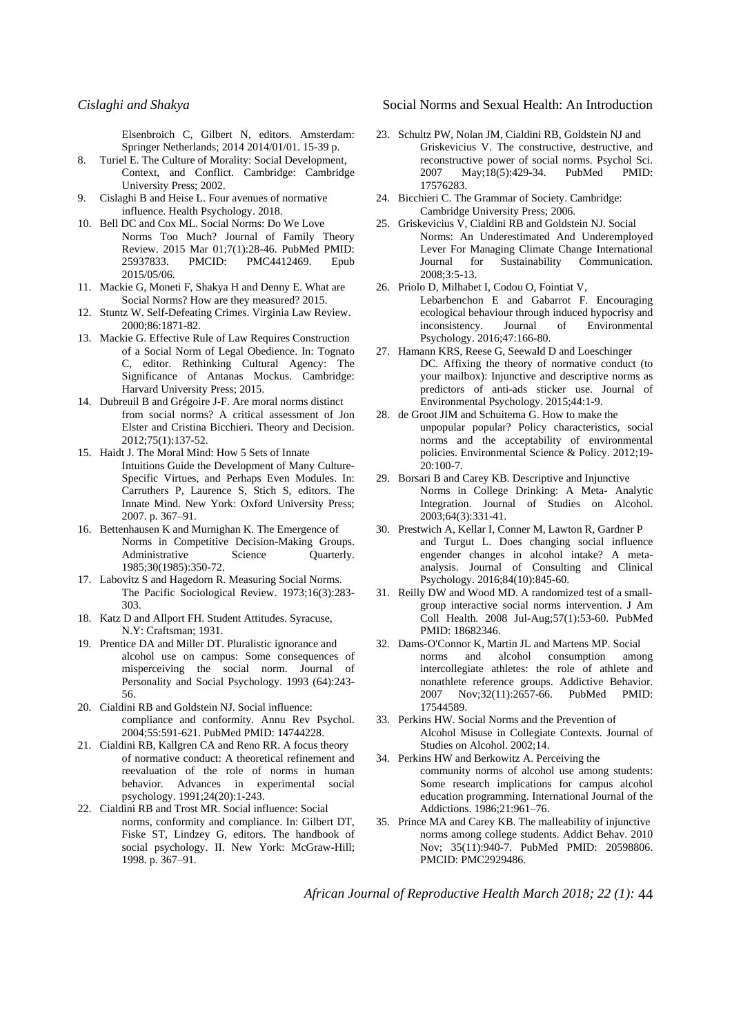Elsenbroich C, Gilbert N, editors. Amsterdam: Springer Netherlands; 2014 2014/01/01. 15-39 p.

8. Turiel E. The Culture of Morality: Social Development, Context, and Conflict. Cambridge: Cambridge University Press; 2002.
9. Cislaghi B and Heise L. Four avenues of normative influence. Health Psychology. 2018.
10. Bell DC and Cox ML. Social Norms: Do We Love Norms Too Much? Journal of Family Theory Review. 2015 Mar 01;7(1):28-46. PubMed PMID: 25937833. PMCID: PMC4412469. Epub 2015/05/06.
11. Mackie G, Moneti F, Shakya H and Denny E. What are Social Norms? How are they measured? 2015.
12. Stuntz W. Self-Defeating Crimes. Virginia Law Review. 2000;86:1871-82.
13. Mackie G. Effective Rule of Law Requires Construction of a Social Norm of Legal Obedience. In: Tognato C, editor. Rethinking Cultural Agency: The Significance of Antanas Mockus. Cambridge: Harvard University Press; 2015.
14. Dubreuil B and Grégoire J-F. Are moral norms distinct from social norms? A critical assessment of Jon Elster and Cristina Bicchieri. Theory and Decision. 2012;75(1):137-52.
15. Haidt J. The Moral Mind: How 5 Sets of Innate Intuitions Guide the Development of Many Culture-Specific Virtues, and Perhaps Even Modules. In: Carruthers P, Laurence S, Stich S, editors. The Innate Mind. New York: Oxford University Press; 2007. p. 367–91.
16. Bettenhausen K and Murnighan K. The Emergence of Norms in Competitive Decision-Making Groups. Administrative Science Quarterly. 1985;30(1985):350-72.
17. Labovitz S and Hagedorn R. Measuring Social Norms. The Pacific Sociological Review. 1973;16(3):283-303.
18. Katz D and Allport FH. Student Attitudes. Syracuse, N.Y: Craftsman; 1931.
19. Prentice DA and Miller DT. Pluralistic ignorance and alcohol use on campus: Some consequences of misperceiving the social norm. Journal of Personality and Social Psychology. 1993 (64):243-56.
20. Cialdini RB and Goldstein NJ. Social influence: compliance and conformity. Annu Rev Psychol. 2004;55:591-621. PubMed PMID: 14744228.
21. Cialdini RB, Kallgren CA and Reno RR. A focus theory of normative conduct: A theoretical refinement and reevaluation of the role of norms in human behavior. Advances in experimental social psychology. 1991;24(20):1-243.
22. Cialdini RB and Trost MR. Social influence: Social norms, conformity and compliance. In: Gilbert DT, Fiske ST, Lindzey G, editors. The handbook of social psychology. II. New York: McGraw-Hill; 1998. p. 367–91.
23. Schultz PW, Nolan JM, Cialdini RB, Goldstein NJ and Griskevicius V. The constructive, destructive, and reconstructive power of social norms. Psychol Sci. 2007 May;18(5):429-34. PubMed PMID: 17576283.
24. Bicchieri C. The Grammar of Society. Cambridge: Cambridge University Press; 2006.
25. Griskevicius V, Cialdini RB and Goldstein NJ. Social Norms: An Underestimated And Underemployed Lever For Managing Climate Change International Journal for Sustainability Communication. 2008;3:5-13.
26. Priolo D, Milhabet I, Codou O, Fointiat V, Lebarbenchon E and Gabarrot F. Encouraging ecological behaviour through induced hypocrisy and inconsistency. Journal of Environmental Psychology. 2016;47:166-80.
27. Hamann KRS, Reese G, Seewald D and Loeschinger DC. Affixing the theory of normative conduct (to your mailbox): Injunctive and descriptive norms as predictors of anti-ads sticker use. Journal of Environmental Psychology. 2015;44:1-9.
28. de Groot JIM and Schuitema G. How to make the unpopular popular? Policy characteristics, social norms and the acceptability of environmental policies. Environmental Science & Policy. 2012;19-20:100-7.
29. Borsari B and Carey KB. Descriptive and Injunctive Norms in College Drinking: A Meta- Analytic Integration. Journal of Studies on Alcohol. 2003;64(3):331-41.
30. Prestwich A, Kellar I, Conner M, Lawton R, Gardner P and Turgut L. Does changing social influence engender changes in alcohol intake? A meta-analysis. Journal of Consulting and Clinical Psychology. 2016;84(10):845-60.
31. Reilly DW and Wood MD. A randomized test of a small-group interactive social norms intervention. J Am Coll Health. 2008 Jul-Aug;57(1):53-60. PubMed PMID: 18682346.
32. Dams-O'Connor K, Martin JL and Martens MP. Social norms and alcohol consumption among intercollegiate athletes: the role of athlete and nonathlete reference groups. Addictive Behavior. 2007 Nov;32(11):2657-66. PubMed PMID: 17544589.
33. Perkins HW. Social Norms and the Prevention of Alcohol Misuse in Collegiate Contexts. Journal of Studies on Alcohol. 2002;14.
34. Perkins HW and Berkowitz A. Perceiving the community norms of alcohol use among students: Some research implications for campus alcohol education programming. International Journal of the Addictions. 1986;21:961–76.
35. Prince MA and Carey KB. The malleability of injunctive norms among college students. Addict Behav. 2010 Nov; 35(11):940-7. PubMed PMID: 20598806. PMCID: PMC2929486.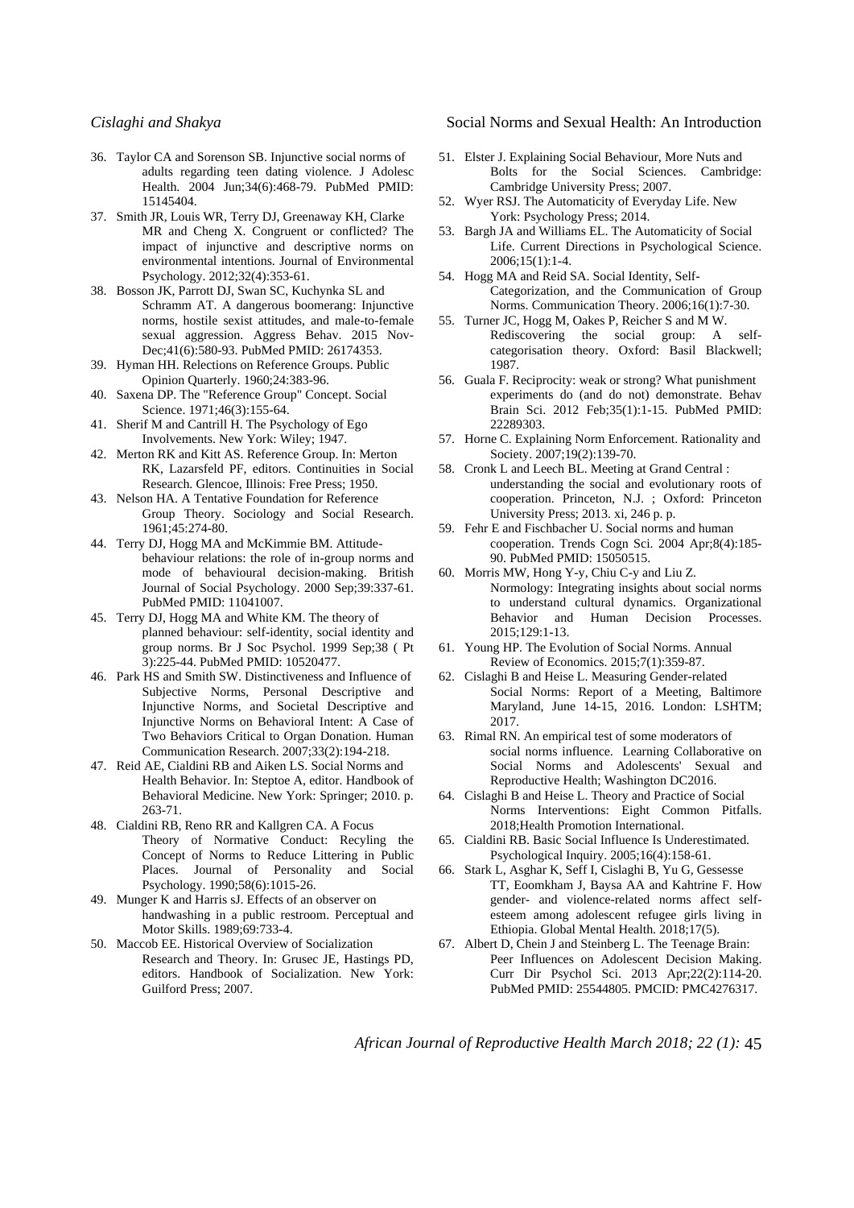36. Taylor CA and Sorenson SB. Injunctive social norms of adults regarding teen dating violence. J Adolesc Health. 2004 Jun;34(6):468-79. PubMed PMID: 15145404.
37. Smith JR, Louis WR, Terry DJ, Greenaway KH, Clarke MR and Cheng X. Congruent or conflicted? The impact of injunctive and descriptive norms on environmental intentions. Journal of Environmental Psychology. 2012;32(4):353-61.
38. Bosson JK, Parrott DJ, Swan SC, Kuchynka SL and Schramm AT. A dangerous boomerang: Injunctive norms, hostile sexist attitudes, and male-to-female sexual aggression. Aggress Behav. 2015 Nov-Dec;41(6):580-93. PubMed PMID: 26174353.
39. Hyman HH. Relections on Reference Groups. Public Opinion Quarterly. 1960;24:383-96.
40. Saxena DP. The "Reference Group" Concept. Social Science. 1971;46(3):155-64.
41. Sherif M and Cantrill H. The Psychology of Ego Involvements. New York: Wiley; 1947.
42. Merton RK and Kitt AS. Reference Group. In: Merton RK, Lazarsfeld PF, editors. Continuities in Social Research. Glencoe, Illinois: Free Press; 1950.
43. Nelson HA. A Tentative Foundation for Reference Group Theory. Sociology and Social Research. 1961;45:274-80.
44. Terry DJ, Hogg MA and McKimmie BM. Attitude-behaviour relations: the role of in-group norms and mode of behavioural decision-making. British Journal of Social Psychology. 2000 Sep;39:337-61. PubMed PMID: 11041007.
45. Terry DJ, Hogg MA and White KM. The theory of planned behaviour: self-identity, social identity and group norms. Br J Soc Psychol. 1999 Sep;38 ( Pt 3):225-44. PubMed PMID: 10520477.
46. Park HS and Smith SW. Distinctiveness and Influence of Subjective Norms, Personal Descriptive and Injunctive Norms, and Societal Descriptive and Injunctive Norms on Behavioral Intent: A Case of Two Behaviors Critical to Organ Donation. Human Communication Research. 2007;33(2):194-218.
47. Reid AE, Cialdini RB and Aiken LS. Social Norms and Health Behavior. In: Steptoe A, editor. Handbook of Behavioral Medicine. New York: Springer; 2010. p. 263-71.
48. Cialdini RB, Reno RR and Kallgren CA. A Focus Theory of Normative Conduct: Recyling the Concept of Norms to Reduce Littering in Public Places. Journal of Personality and Social Psychology. 1990;58(6):1015-26.
49. Munger K and Harris sJ. Effects of an observer on handwashing in a public restroom. Perceptual and Motor Skills. 1989;69:733-4.
50. Maccob EE. Historical Overview of Socialization Research and Theory. In: Grusec JE, Hastings PD, editors. Handbook of Socialization. New York: Guilford Press; 2007.
51. Elster J. Explaining Social Behaviour, More Nuts and Bolts for the Social Sciences. Cambridge: Cambridge University Press; 2007.
52. Wyer RSJ. The Automaticity of Everyday Life. New York: Psychology Press; 2014.
53. Bargh JA and Williams EL. The Automaticity of Social Life. Current Directions in Psychological Science. 2006;15(1):1-4.
54. Hogg MA and Reid SA. Social Identity, Self-Categorization, and the Communication of Group Norms. Communication Theory. 2006;16(1):7-30.
55. Turner JC, Hogg M, Oakes P, Reicher S and M W. Rediscovering the social group: A self-categorisation theory. Oxford: Basil Blackwell; 1987.
56. Guala F. Reciprocity: weak or strong? What punishment experiments do (and do not) demonstrate. Behav Brain Sci. 2012 Feb;35(1):1-15. PubMed PMID: 22289303.
57. Horne C. Explaining Norm Enforcement. Rationality and Society. 2007;19(2):139-70.
58. Cronk L and Leech BL. Meeting at Grand Central : understanding the social and evolutionary roots of cooperation. Princeton, N.J. ; Oxford: Princeton University Press; 2013. xi, 246 p. p.
59. Fehr E and Fischbacher U. Social norms and human cooperation. Trends Cogn Sci. 2004 Apr;8(4):185-90. PubMed PMID: 15050515.
60. Morris MW, Hong Y-y, Chiu C-y and Liu Z. Normology: Integrating insights about social norms to understand cultural dynamics. Organizational Behavior and Human Decision Processes. 2015;129:1-13.
61. Young HP. The Evolution of Social Norms. Annual Review of Economics. 2015;7(1):359-87.
62. Cislaghi B and Heise L. Measuring Gender-related Social Norms: Report of a Meeting, Baltimore Maryland, June 14-15, 2016. London: LSHTM; 2017.
63. Rimal RN. An empirical test of some moderators of social norms influence. Learning Collaborative on Social Norms and Adolescents' Sexual and Reproductive Health; Washington DC2016.
64. Cislaghi B and Heise L. Theory and Practice of Social Norms Interventions: Eight Common Pitfalls. 2018;Health Promotion International.
65. Cialdini RB. Basic Social Influence Is Underestimated. Psychological Inquiry. 2005;16(4):158-61.
66. Stark L, Asghar K, Seff I, Cislaghi B, Yu G, Gessesse TT, Eoomkham J, Baysa AA and Kahtrine F. How gender- and violence-related norms affect self-esteem among adolescent refugee girls living in Ethiopia. Global Mental Health. 2018;17(5).
67. Albert D, Chein J and Steinberg L. The Teenage Brain: Peer Influences on Adolescent Decision Making. Curr Dir Psychol Sci. 2013 Apr;22(2):114-20. PubMed PMID: 25544805. PMCID: PMC4276317.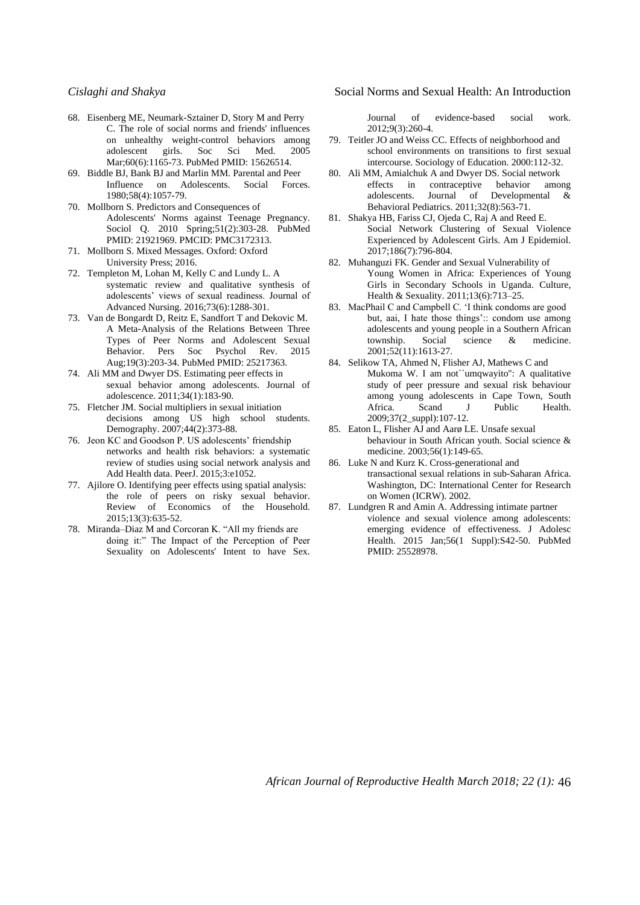68. Eisenberg ME, Neumark-Sztainer D, Story M and Perry C. The role of social norms and friends' influences on unhealthy weight-control behaviors among adolescent girls. Soc Sci Med. 2005 Mar;60(6):1165-73. PubMed PMID: 15626514.
69. Biddle BJ, Bank BJ and Marlin MM. Parental and Peer Influence on Adolescents. Social Forces. 1980;58(4):1057-79.
70. Mollborn S. Predictors and Consequences of Adolescents' Norms against Teenage Pregnancy. Sociol Q. 2010 Spring;51(2):303-28. PubMed PMID: 21921969. PMCID: PMC3172313.
71. Mollborn S. Mixed Messages. Oxford: Oxford University Press; 2016.
72. Templeton M, Lohan M, Kelly C and Lundy L. A systematic review and qualitative synthesis of adolescents' views of sexual readiness. Journal of Advanced Nursing. 2016;73(6):1288-301.
73. Van de Bongardt D, Reitz E, Sandfort T and Dekovic M. A Meta-Analysis of the Relations Between Three Types of Peer Norms and Adolescent Sexual Behavior. Pers Soc Psychol Rev. 2015 Aug;19(3):203-34. PubMed PMID: 25217363.
74. Ali MM and Dwyer DS. Estimating peer effects in sexual behavior among adolescents. Journal of adolescence. 2011;34(1):183-90.
75. Fletcher JM. Social multipliers in sexual initiation decisions among US high school students. Demography. 2007;44(2):373-88.
76. Jeon KC and Goodson P. US adolescents' friendship networks and health risk behaviors: a systematic review of studies using social network analysis and Add Health data. PeerJ. 2015;3:e1052.
77. Ajilore O. Identifying peer effects using spatial analysis: the role of peers on risky sexual behavior. Review of Economics of the Household. 2015;13(3):635-52.
78. Miranda–Diaz M and Corcoran K. "All my friends are doing it:" The Impact of the Perception of Peer Sexuality on Adolescents' Intent to have Sex. Journal of evidence-based social work. 2012;9(3):260-4.
79. Teitler JO and Weiss CC. Effects of neighborhood and school environments on transitions to first sexual intercourse. Sociology of Education. 2000:112-32.
80. Ali MM, Amialchuk A and Dwyer DS. Social network effects in contraceptive behavior among adolescents. Journal of Developmental & Behavioral Pediatrics. 2011;32(8):563-71.
81. Shakya HB, Fariss CJ, Ojeda C, Raj A and Reed E. Social Network Clustering of Sexual Violence Experienced by Adolescent Girls. Am J Epidemiol. 2017;186(7):796-804.
82. Muhanguzi FK. Gender and Sexual Vulnerability of Young Women in Africa: Experiences of Young Girls in Secondary Schools in Uganda. Culture, Health & Sexuality. 2011;13(6):713–25.
83. MacPhail C and Campbell C. 'I think condoms are good but, aai, I hate those things':: condom use among adolescents and young people in a Southern African township. Social science & medicine. 2001;52(11):1613-27.
84. Selikow TA, Ahmed N, Flisher AJ, Mathews C and Mukoma W. I am not``umqwayito'': A qualitative study of peer pressure and sexual risk behaviour among young adolescents in Cape Town, South Africa. Scand J Public Health. 2009;37(2_suppl):107-12.
85. Eaton L, Flisher AJ and Aarø LE. Unsafe sexual behaviour in South African youth. Social science & medicine. 2003;56(1):149-65.
86. Luke N and Kurz K. Cross-generational and transactional sexual relations in sub-Saharan Africa. Washington, DC: International Center for Research on Women (ICRW). 2002.
87. Lundgren R and Amin A. Addressing intimate partner violence and sexual violence among adolescents: emerging evidence of effectiveness. J Adolesc Health. 2015 Jan;56(1 Suppl):S42-50. PubMed PMID: 25528978.